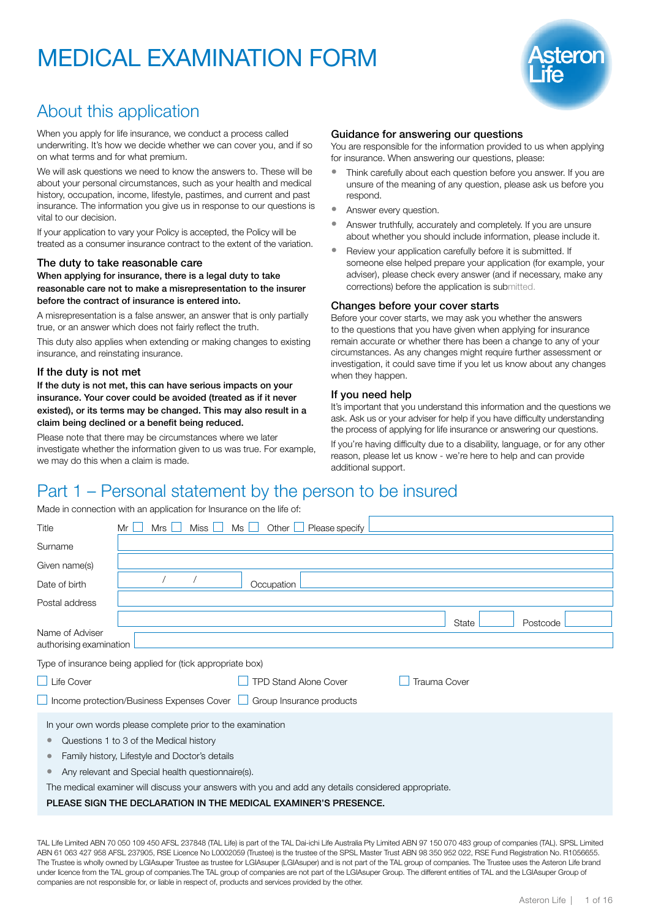# MEDICAL EXAMINATION FORM

Asteron Life

## About this application

When you apply for life insurance, we conduct a process called underwriting. It's how we decide whether we can cover you, and if so on what terms and for what premium.

We will ask questions we need to know the answers to. These will be about your personal circumstances, such as your health and medical history, occupation, income, lifestyle, pastimes, and current and past insurance. The information you give us in response to our questions is vital to our decision.

If your application to vary your Policy is accepted, the Policy will be treated as a consumer insurance contract to the extent of the variation.

### The duty to take reasonable care

**When applying for insurance, there is a legal duty to take reasonable care not to make a misrepresentation to the insurer before the contract of insurance is entered into.**

A misrepresentation is a false answer, an answer that is only partially true, or an answer which does not fairly reflect the truth.

This duty also applies when extending or making changes to existing insurance, and reinstating insurance.

### If the duty is not met

**If the duty is not met, this can have serious impacts on your insurance. Your cover could be avoided (treated as if it never existed), or its terms may be changed. This may also result in a claim being declined or a benefit being reduced.**

Please note that there may be circumstances where we later investigate whether the information given to us was true. For example, we may do this when a claim is made.

### Guidance for answering our questions

You are responsible for the information provided to us when applying for insurance. When answering our questions, please:

- Think carefully about each question before you answer. If you are unsure of the meaning of any question, please ask us before you respond.
- Answer every question.
- Answer truthfully, accurately and completely. If you are unsure about whether you should include information, please include it.
- Review your application carefully before it is submitted. If someone else helped prepare your application (for example, your adviser), please check every answer (and if necessary, make any corrections) before the application is submitted.

### Changes before your cover starts

Before your cover starts, we may ask you whether the answers to the questions that you have given when applying for insurance remain accurate or whether there has been a change to any of your circumstances. As any changes might require further assessment or investigation, it could save time if you let us know about any changes when they happen.

### If you need help

It's important that you understand this information and the questions we ask. Ask us or your adviser for help if you have difficulty understanding the process of applying for life insurance or answering our questions.

If you're having difficulty due to a disability, language, or for any other reason, please let us know - we're here to help and can provide additional support.

## Part 1 – Personal statement by the person to be insured

Made in connection with an application for Insurance on the life of:

Title: ☐ Mr ☐ Mrs ☐ Miss ☐ Ms ☐ Other Please specify ____________

Surname ____________

Given name(s) ____________

Date of birth ___ / ___ / ___ Occupation ____________

Postal address ____________

____________ State ______ Postcode ______

Name of Adviser authorising examination ____________

Type of insurance being applied for (tick appropriate box)

☐ Life Cover ☐ TPD Stand Alone Cover ☐ Trauma Cover

☐ Income protection/Business Expenses Cover ☐ Group Insurance products

In your own words please complete prior to the examination

- Questions 1 to 3 of the Medical history
- Family history, Lifestyle and Doctor's details
- Any relevant and Special health questionnaire(s).

The medical examiner will discuss your answers with you and add any details considered appropriate.

**PLEASE SIGN THE DECLARATION IN THE MEDICAL EXAMINER'S PRESENCE.**

TAL Life Limited ABN 70 050 109 450 AFSL 237848 (TAL Life) is part of the TAL Dai-ichi Life Australia Pty Limited ABN 97 150 070 483 group of companies (TAL). SPSL Limited ABN 61 063 427 958 AFSL 237905, RSE Licence No L0002059 (Trustee) is the trustee of the SPSL Master Trust ABN 98 350 952 022, RSE Fund Registration No. R1056655. The Trustee is wholly owned by LGIAsuper Trustee as trustee for LGIAsuper (LGIAsuper) and is not part of the TAL group of companies. The Trustee uses the Asteron Life brand under licence from the TAL group of companies.The TAL group of companies are not part of the LGIAsuper Group. The different entities of TAL and the LGIAsuper Group of companies are not responsible for, or liable in respect of, products and services provided by the other.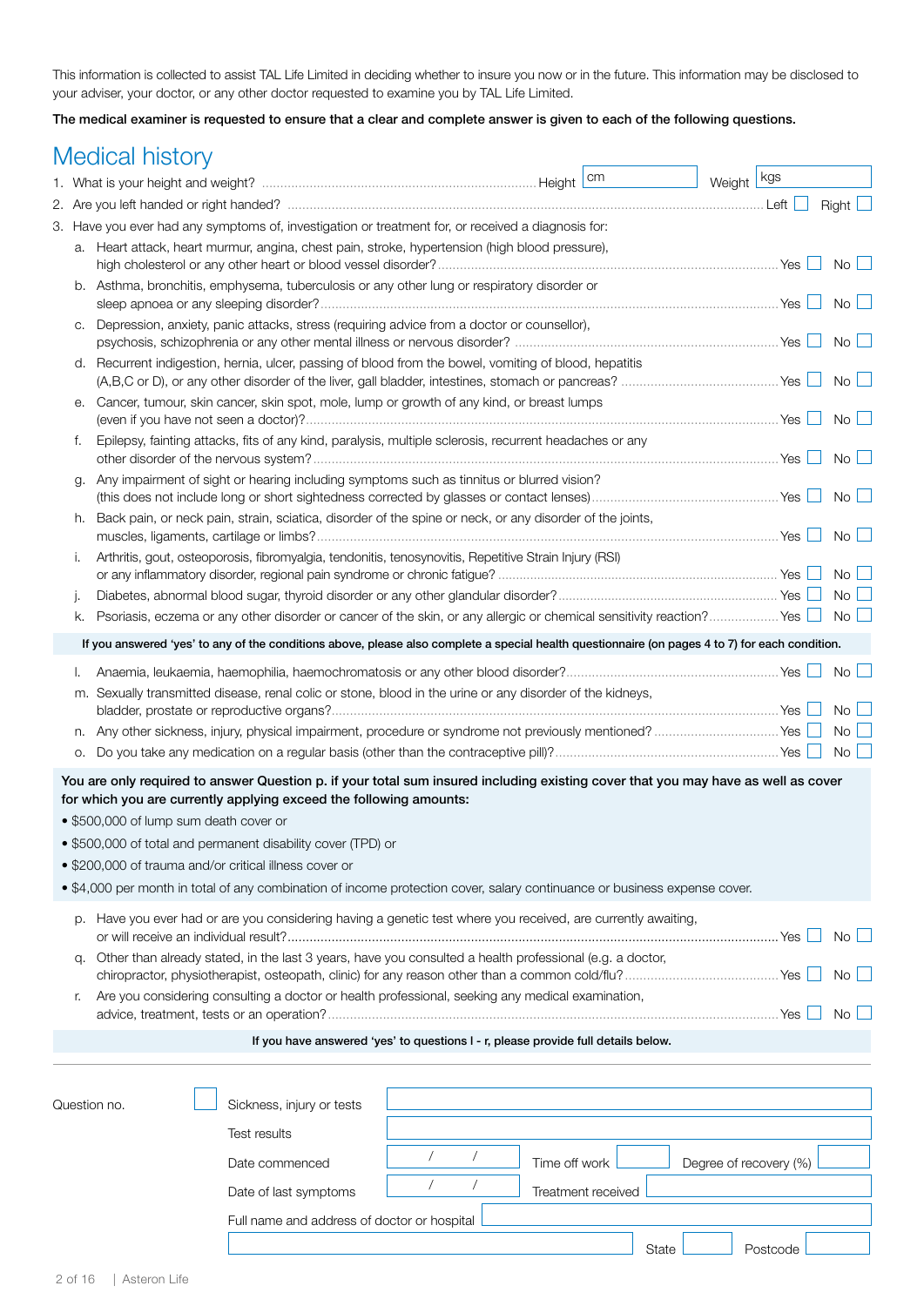This information is collected to assist TAL Life Limited in deciding whether to insure you now or in the future. This information may be disclosed to your adviser, your doctor, or any other doctor requested to examine you by TAL Life Limited.

**The medical examiner is requested to ensure that a clear and complete answer is given to each of the following questions.**

## Medical history

1. What is your height and weight? ........ Height [ cm ] Weight [ kgs ]
2. Are you left handed or right handed? ........ Left ☐ Right ☐
3. Have you ever had any symptoms of, investigation or treatment for, or received a diagnosis for:
   a. Heart attack, heart murmur, angina, chest pain, stroke, hypertension (high blood pressure), high cholesterol or any other heart or blood vessel disorder? ........ Yes ☐ No ☐
   b. Asthma, bronchitis, emphysema, tuberculosis or any other lung or respiratory disorder or sleep apnoea or any sleeping disorder? ........ Yes ☐ No ☐
   c. Depression, anxiety, panic attacks, stress (requiring advice from a doctor or counsellor), psychosis, schizophrenia or any other mental illness or nervous disorder? ........ Yes ☐ No ☐
   d. Recurrent indigestion, hernia, ulcer, passing of blood from the bowel, vomiting of blood, hepatitis (A,B,C or D), or any other disorder of the liver, gall bladder, intestines, stomach or pancreas? ........ Yes ☐ No ☐
   e. Cancer, tumour, skin cancer, skin spot, mole, lump or growth of any kind, or breast lumps (even if you have not seen a doctor)? ........ Yes ☐ No ☐
   f. Epilepsy, fainting attacks, fits of any kind, paralysis, multiple sclerosis, recurrent headaches or any other disorder of the nervous system? ........ Yes ☐ No ☐
   g. Any impairment of sight or hearing including symptoms such as tinnitus or blurred vision? (this does not include long or short sightedness corrected by glasses or contact lenses) ........ Yes ☐ No ☐
   h. Back pain, or neck pain, strain, sciatica, disorder of the spine or neck, or any disorder of the joints, muscles, ligaments, cartilage or limbs? ........ Yes ☐ No ☐
   i. Arthritis, gout, osteoporosis, fibromyalgia, tendonitis, tenosynovitis, Repetitive Strain Injury (RSI) or any inflammatory disorder, regional pain syndrome or chronic fatigue? ........ Yes ☐ No ☐
   j. Diabetes, abnormal blood sugar, thyroid disorder or any other glandular disorder? ........ Yes ☐ No ☐
   k. Psoriasis, eczema or any other disorder or cancer of the skin, or any allergic or chemical sensitivity reaction? ........ Yes ☐ No ☐

**If you answered 'yes' to any of the conditions above, please also complete a special health questionnaire (on pages 4 to 7) for each condition.**

   l. Anaemia, leukaemia, haemophilia, haemochromatosis or any other blood disorder? ........ Yes ☐ No ☐
   m. Sexually transmitted disease, renal colic or stone, blood in the urine or any disorder of the kidneys, bladder, prostate or reproductive organs? ........ Yes ☐ No ☐
   n. Any other sickness, injury, physical impairment, procedure or syndrome not previously mentioned? ........ Yes ☐ No ☐
   o. Do you take any medication on a regular basis (other than the contraceptive pill)? ........ Yes ☐ No ☐

**You are only required to answer Question p. if your total sum insured including existing cover that you may have as well as cover for which you are currently applying exceed the following amounts:**

- $500,000 of lump sum death cover or
- $500,000 of total and permanent disability cover (TPD) or
- $200,000 of trauma and/or critical illness cover or
- $4,000 per month in total of any combination of income protection cover, salary continuance or business expense cover.

   p. Have you ever had or are you considering having a genetic test where you received, are currently awaiting, or will receive an individual result? ........ Yes ☐ No ☐
   q. Other than already stated, in the last 3 years, have you consulted a health professional (e.g. a doctor, chiropractor, physiotherapist, osteopath, clinic) for any reason other than a common cold/flu? ........ Yes ☐ No ☐
   r. Are you considering consulting a doctor or health professional, seeking any medical examination, advice, treatment, tests or an operation? ........ Yes ☐ No ☐

**If you have answered 'yes' to questions l - r, please provide full details below.**

Question no. ☐ Sickness, injury or tests [ ]

Test results [ ]

Date commenced [ / / ] Time off work [ ] Degree of recovery (%) [ ]

Date of last symptoms [ / / ] Treatment received [ ]

Full name and address of doctor or hospital [ ]

[ ] State [ ] Postcode [ ]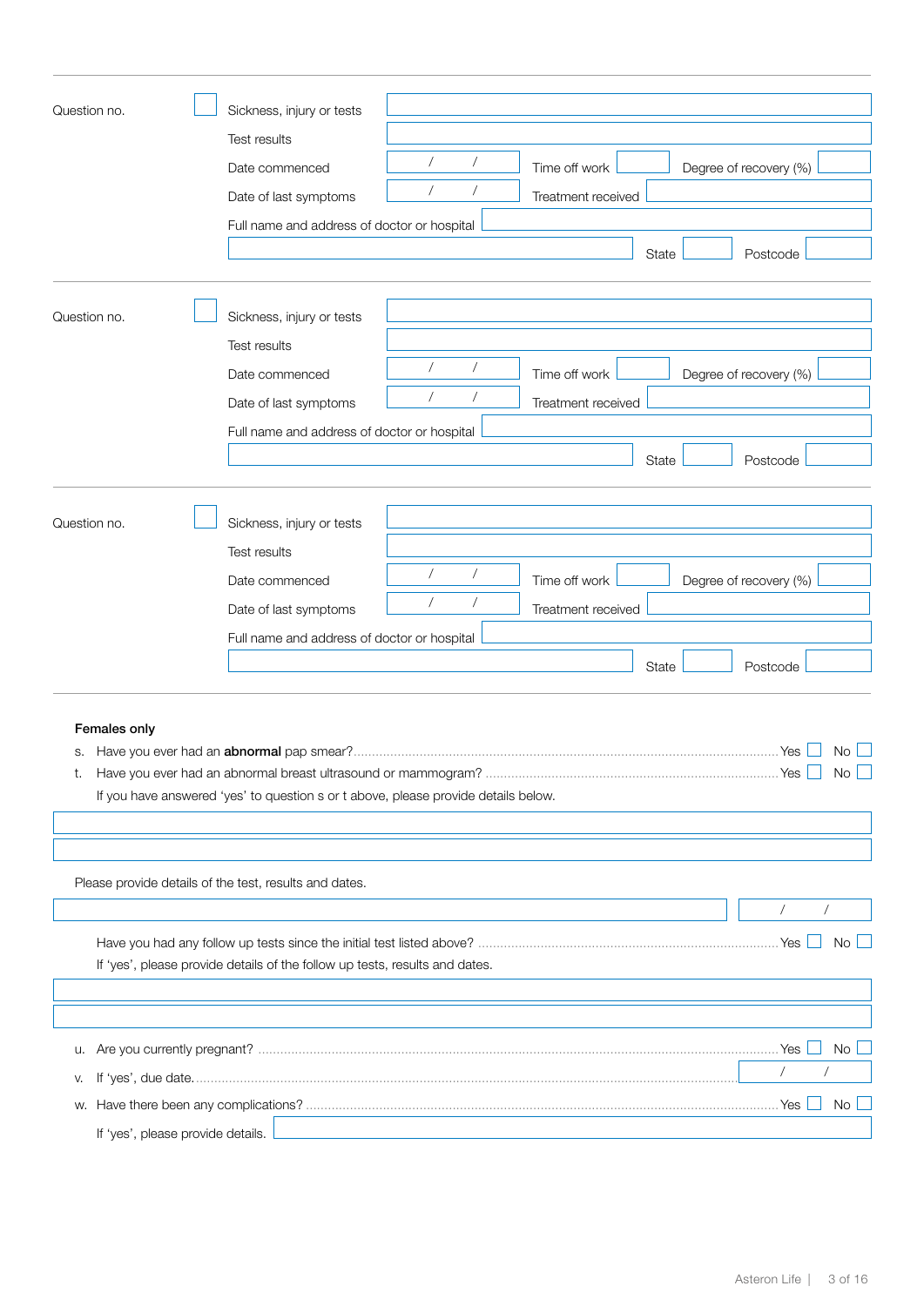Question no. ☐ Sickness, injury or tests

Test results

Date commenced / / Time off work Degree of recovery (%)

Date of last symptoms / / Treatment received

Full name and address of doctor or hospital

State Postcode

---

Question no. ☐ Sickness, injury or tests

Test results

Date commenced / / Time off work Degree of recovery (%)

Date of last symptoms / / Treatment received

Full name and address of doctor or hospital

State Postcode

---

Question no. ☐ Sickness, injury or tests

Test results

Date commenced / / Time off work Degree of recovery (%)

Date of last symptoms / / Treatment received

Full name and address of doctor or hospital

State Postcode

---

**Females only**

s. Have you ever had an **abnormal** pap smear? ........ Yes ☐ No ☐

t. Have you ever had an abnormal breast ultrasound or mammogram? ........ Yes ☐ No ☐

If you have answered 'yes' to question s or t above, please provide details below.

Please provide details of the test, results and dates.

/ /

Have you had any follow up tests since the initial test listed above? ........ Yes ☐ No ☐

If 'yes', please provide details of the follow up tests, results and dates.

u. Are you currently pregnant? ........ Yes ☐ No ☐

v. If 'yes', due date. ........ / /

w. Have there been any complications? ........ Yes ☐ No ☐

If 'yes', please provide details.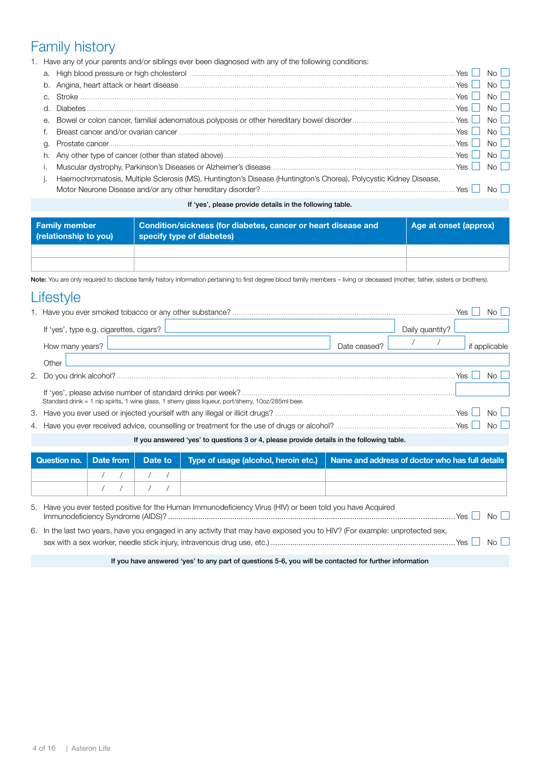## Family history

1. Have any of your parents and/or siblings ever been diagnosed with any of the following conditions:
   - a. High blood pressure or high cholesterol ........ Yes ☐ No ☐
   - b. Angina, heart attack or heart disease ........ Yes ☐ No ☐
   - c. Stroke ........ Yes ☐ No ☐
   - d. Diabetes ........ Yes ☐ No ☐
   - e. Bowel or colon cancer, familial adenomatous polyposis or other hereditary bowel disorder ........ Yes ☐ No ☐
   - f. Breast cancer and/or ovarian cancer ........ Yes ☐ No ☐
   - g. Prostate cancer ........ Yes ☐ No ☐
   - h. Any other type of cancer (other than stated above) ........ Yes ☐ No ☐
   - i. Muscular dystrophy, Parkinson's Diseases or Alzheimer's disease ........ Yes ☐ No ☐
   - j. Haemochromatosis, Multiple Sclerosis (MS), Huntington's Disease (Huntington's Chorea), Polycystic Kidney Disease, Motor Neurone Disease and/or any other hereditary disorder? ........ Yes ☐ No ☐

**If 'yes', please provide details in the following table.**

| Family member (relationship to you) | Condition/sickness (for diabetes, cancer or heart disease and specify type of diabetes) | Age at onset (approx) |
|---|---|---|
| | | |
| | | |

**Note:** You are only required to disclose family history information pertaining to first degree blood family members – living or deceased (mother, father, sisters or brothers).

## Lifestyle

1. Have you ever smoked tobacco or any other substance? ........ Yes ☐ No ☐

   If 'yes', type e.g. cigarettes, cigars? __________ Daily quantity? __________

   How many years? __________ Date ceased? __ / __ / __ if applicable

   Other __________

2. Do you drink alcohol? ........ Yes ☐ No ☐

   If 'yes', please advise number of standard drinks per week? ........ __________

   Standard drink = 1 nip spirits, 1 wine glass, 1 sherry glass liqueur, port/sherry, 10oz/285ml beer.

3. Have you ever used or injected yourself with any illegal or illicit drugs? ........ Yes ☐ No ☐
4. Have you ever received advice, counselling or treatment for the use of drugs or alcohol? ........ Yes ☐ No ☐

**If you answered 'yes' to questions 3 or 4, please provide details in the following table.**

| Question no. | Date from | Date to | Type of usage (alcohol, heroin etc.) | Name and address of doctor who has full details |
|---|---|---|---|---|
| | / / | / / | | |
| | / / | / / | | |

5. Have you ever tested positive for the Human Immunodeficiency Virus (HIV) or been told you have Acquired Immunodeficiency Syndrome (AIDS)? ........ Yes ☐ No ☐
6. In the last two years, have you engaged in any activity that may have exposed you to HIV? (For example: unprotected sex, sex with a sex worker, needle stick injury, intravenous drug use, etc.) ........ Yes ☐ No ☐

**If you have answered 'yes' to any part of questions 5-6, you will be contacted for further information**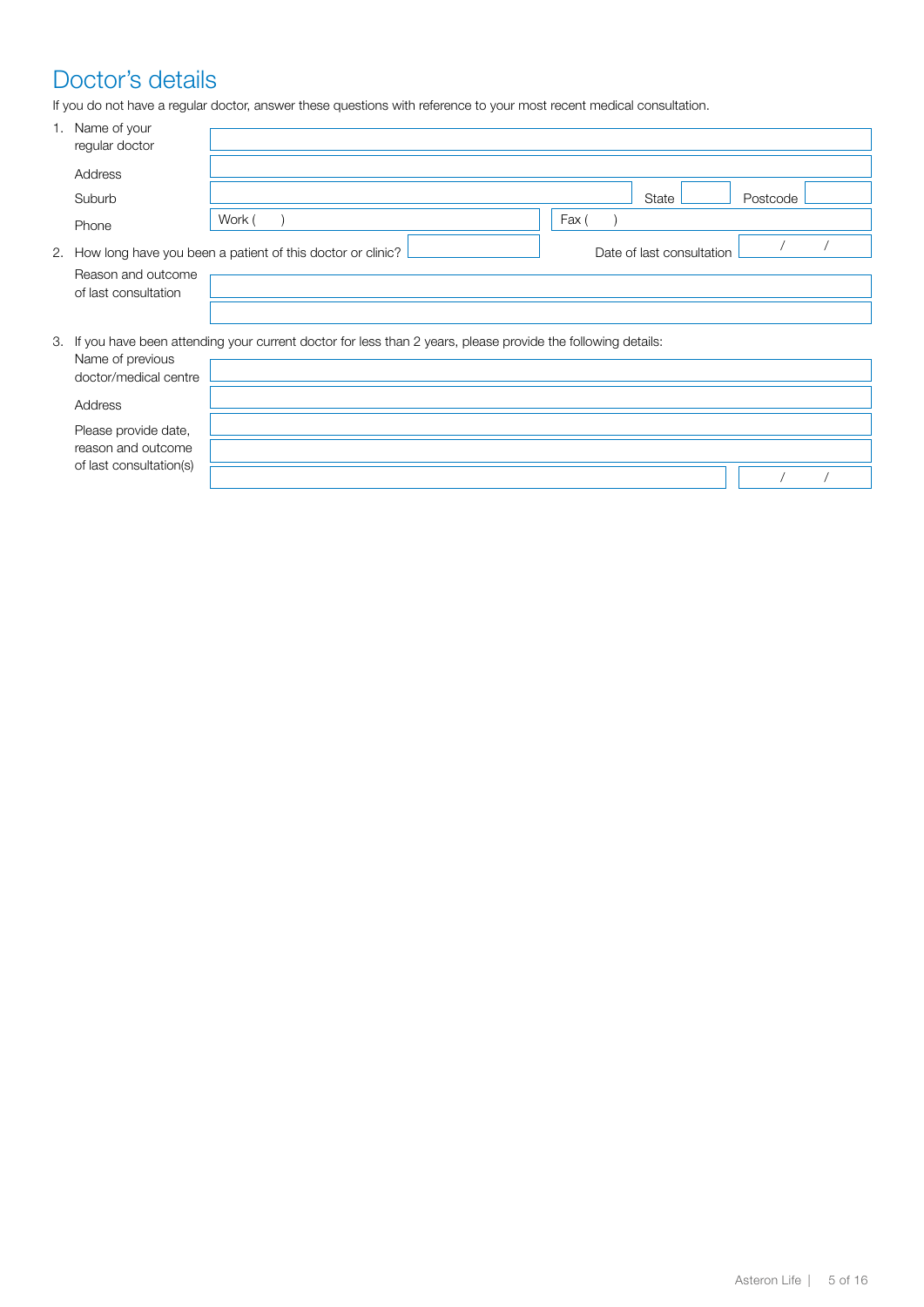## Doctor's details

If you do not have a regular doctor, answer these questions with reference to your most recent medical consultation.

1. Name of your regular doctor

   Address

   Suburb　　　State　　　Postcode

   Phone　Work (　　)　　　Fax (　　)

2. How long have you been a patient of this doctor or clinic?　　　Date of last consultation　　/　　/

   Reason and outcome of last consultation

3. If you have been attending your current doctor for less than 2 years, please provide the following details:

   Name of previous doctor/medical centre

   Address

   Please provide date, reason and outcome of last consultation(s)　　/　　/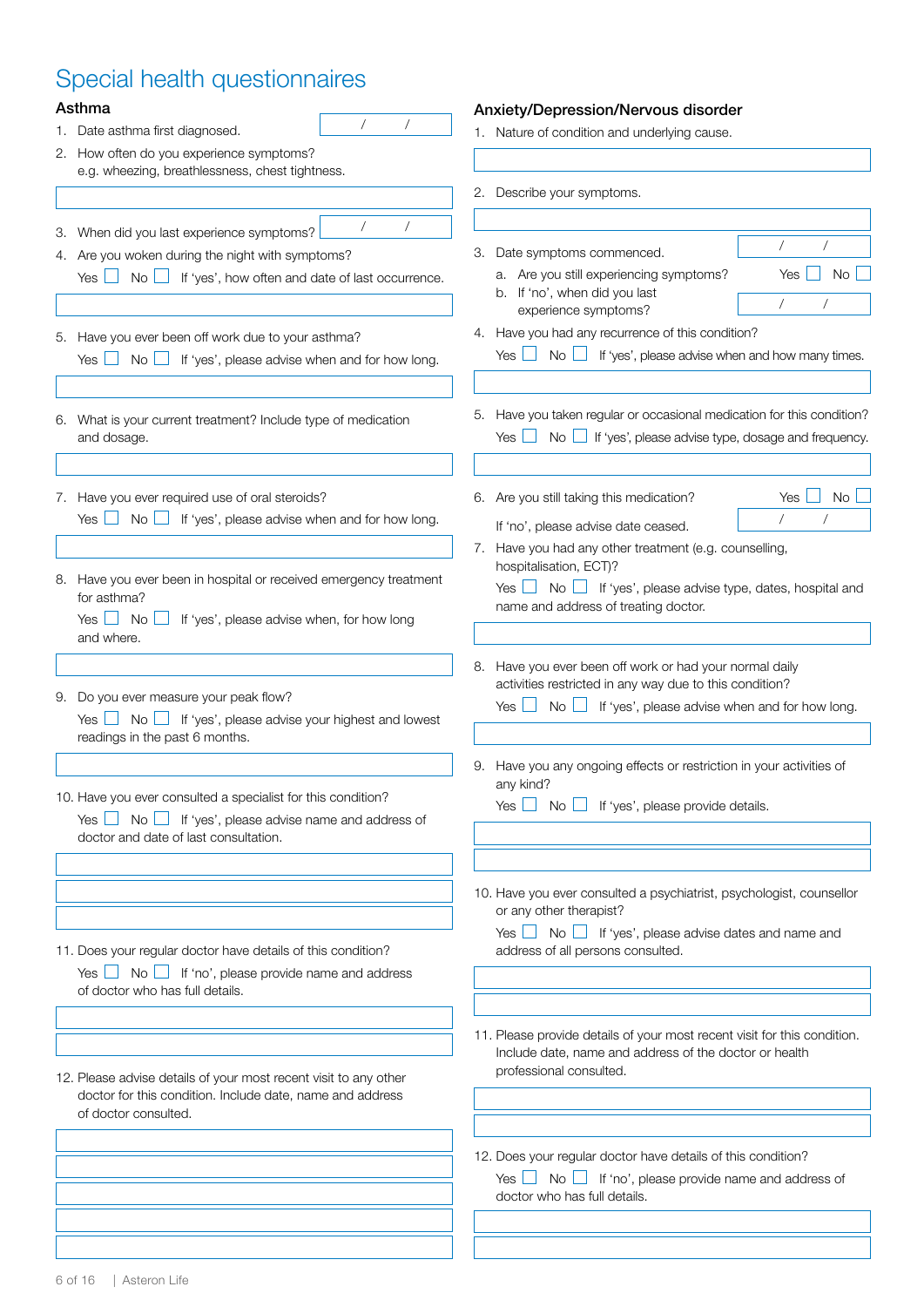# Special health questionnaires

## Asthma

1. Date asthma first diagnosed. ___ / ___ / ___
2. How often do you experience symptoms? e.g. wheezing, breathlessness, chest tightness.
3. When did you last experience symptoms? ___ / ___ / ___
4. Are you woken during the night with symptoms?
   Yes ☐ No ☐ If 'yes', how often and date of last occurrence.
5. Have you ever been off work due to your asthma?
   Yes ☐ No ☐ If 'yes', please advise when and for how long.
6. What is your current treatment? Include type of medication and dosage.
7. Have you ever required use of oral steroids?
   Yes ☐ No ☐ If 'yes', please advise when and for how long.
8. Have you ever been in hospital or received emergency treatment for asthma?
   Yes ☐ No ☐ If 'yes', please advise when, for how long and where.
9. Do you ever measure your peak flow?
   Yes ☐ No ☐ If 'yes', please advise your highest and lowest readings in the past 6 months.
10. Have you ever consulted a specialist for this condition?
    Yes ☐ No ☐ If 'yes', please advise name and address of doctor and date of last consultation.
11. Does your regular doctor have details of this condition?
    Yes ☐ No ☐ If 'no', please provide name and address of doctor who has full details.
12. Please advise details of your most recent visit to any other doctor for this condition. Include date, name and address of doctor consulted.

## Anxiety/Depression/Nervous disorder

1. Nature of condition and underlying cause.
2. Describe your symptoms.
3. Date symptoms commenced. ___ / ___ / ___
   a. Are you still experiencing symptoms? Yes ☐ No ☐
   b. If 'no', when did you last experience symptoms? ___ / ___ / ___
4. Have you had any recurrence of this condition?
   Yes ☐ No ☐ If 'yes', please advise when and how many times.
5. Have you taken regular or occasional medication for this condition?
   Yes ☐ No ☐ If 'yes', please advise type, dosage and frequency.
6. Are you still taking this medication? Yes ☐ No ☐
   If 'no', please advise date ceased. ___ / ___ / ___
7. Have you had any other treatment (e.g. counselling, hospitalisation, ECT)?
   Yes ☐ No ☐ If 'yes', please advise type, dates, hospital and name and address of treating doctor.
8. Have you ever been off work or had your normal daily activities restricted in any way due to this condition?
   Yes ☐ No ☐ If 'yes', please advise when and for how long.
9. Have you any ongoing effects or restriction in your activities of any kind?
   Yes ☐ No ☐ If 'yes', please provide details.
10. Have you ever consulted a psychiatrist, psychologist, counsellor or any other therapist?
    Yes ☐ No ☐ If 'yes', please advise dates and name and address of all persons consulted.
11. Please provide details of your most recent visit for this condition. Include date, name and address of the doctor or health professional consulted.
12. Does your regular doctor have details of this condition?
    Yes ☐ No ☐ If 'no', please provide name and address of doctor who has full details.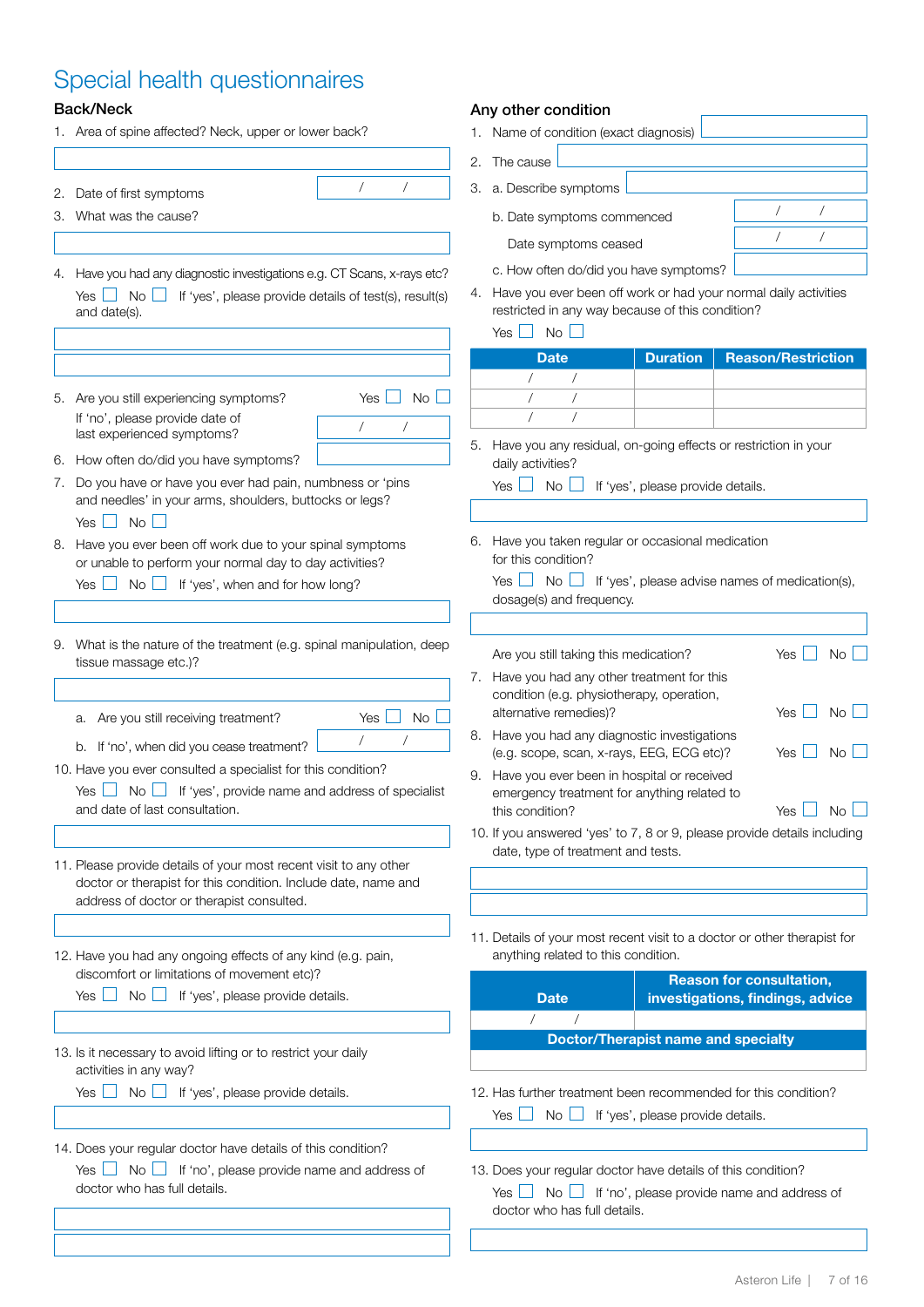# Special health questionnaires

## Back/Neck

1. Area of spine affected? Neck, upper or lower back?

2. Date of first symptoms &nbsp;&nbsp; / &nbsp;&nbsp; /

3. What was the cause?

4. Have you had any diagnostic investigations e.g. CT Scans, x-rays etc?
   Yes ☐ No ☐ If 'yes', please provide details of test(s), result(s) and date(s).

5. Are you still experiencing symptoms? Yes ☐ No ☐
   If 'no', please provide date of last experienced symptoms? &nbsp;&nbsp; / &nbsp;&nbsp; /

6. How often do/did you have symptoms?

7. Do you have or have you ever had pain, numbness or 'pins and needles' in your arms, shoulders, buttocks or legs?
   Yes ☐ No ☐

8. Have you ever been off work due to your spinal symptoms or unable to perform your normal day to day activities?
   Yes ☐ No ☐ If 'yes', when and for how long?

9. What is the nature of the treatment (e.g. spinal manipulation, deep tissue massage etc.)?

   a. Are you still receiving treatment? Yes ☐ No ☐

   b. If 'no', when did you cease treatment? &nbsp;&nbsp; / &nbsp;&nbsp; /

10. Have you ever consulted a specialist for this condition?
    Yes ☐ No ☐ If 'yes', provide name and address of specialist and date of last consultation.

11. Please provide details of your most recent visit to any other doctor or therapist for this condition. Include date, name and address of doctor or therapist consulted.

12. Have you had any ongoing effects of any kind (e.g. pain, discomfort or limitations of movement etc)?
    Yes ☐ No ☐ If 'yes', please provide details.

13. Is it necessary to avoid lifting or to restrict your daily activities in any way?
    Yes ☐ No ☐ If 'yes', please provide details.

14. Does your regular doctor have details of this condition?
    Yes ☐ No ☐ If 'no', please provide name and address of doctor who has full details.

## Any other condition

1. Name of condition (exact diagnosis)

2. The cause

3. a. Describe symptoms

   b. Date symptoms commenced &nbsp;&nbsp; / &nbsp;&nbsp; /

   Date symptoms ceased &nbsp;&nbsp; / &nbsp;&nbsp; /

   c. How often do/did you have symptoms?

4. Have you ever been off work or had your normal daily activities restricted in any way because of this condition?
   Yes ☐ No ☐

| Date | Duration | Reason/Restriction |
|---|---|---|
| / / | | |
| / / | | |
| / / | | |

5. Have you any residual, on-going effects or restriction in your daily activities?
   Yes ☐ No ☐ If 'yes', please provide details.

6. Have you taken regular or occasional medication for this condition?
   Yes ☐ No ☐ If 'yes', please advise names of medication(s), dosage(s) and frequency.

   Are you still taking this medication? Yes ☐ No ☐

7. Have you had any other treatment for this condition (e.g. physiotherapy, operation, alternative remedies)? Yes ☐ No ☐

8. Have you had any diagnostic investigations (e.g. scope, scan, x-rays, EEG, ECG etc)? Yes ☐ No ☐

9. Have you ever been in hospital or received emergency treatment for anything related to this condition? Yes ☐ No ☐

10. If you answered 'yes' to 7, 8 or 9, please provide details including date, type of treatment and tests.

11. Details of your most recent visit to a doctor or other therapist for anything related to this condition.

| Date | Reason for consultation, investigations, findings, advice |
|---|---|
| / / | |
| **Doctor/Therapist name and specialty** | |
| | |

12. Has further treatment been recommended for this condition?
    Yes ☐ No ☐ If 'yes', please provide details.

13. Does your regular doctor have details of this condition?
    Yes ☐ No ☐ If 'no', please provide name and address of doctor who has full details.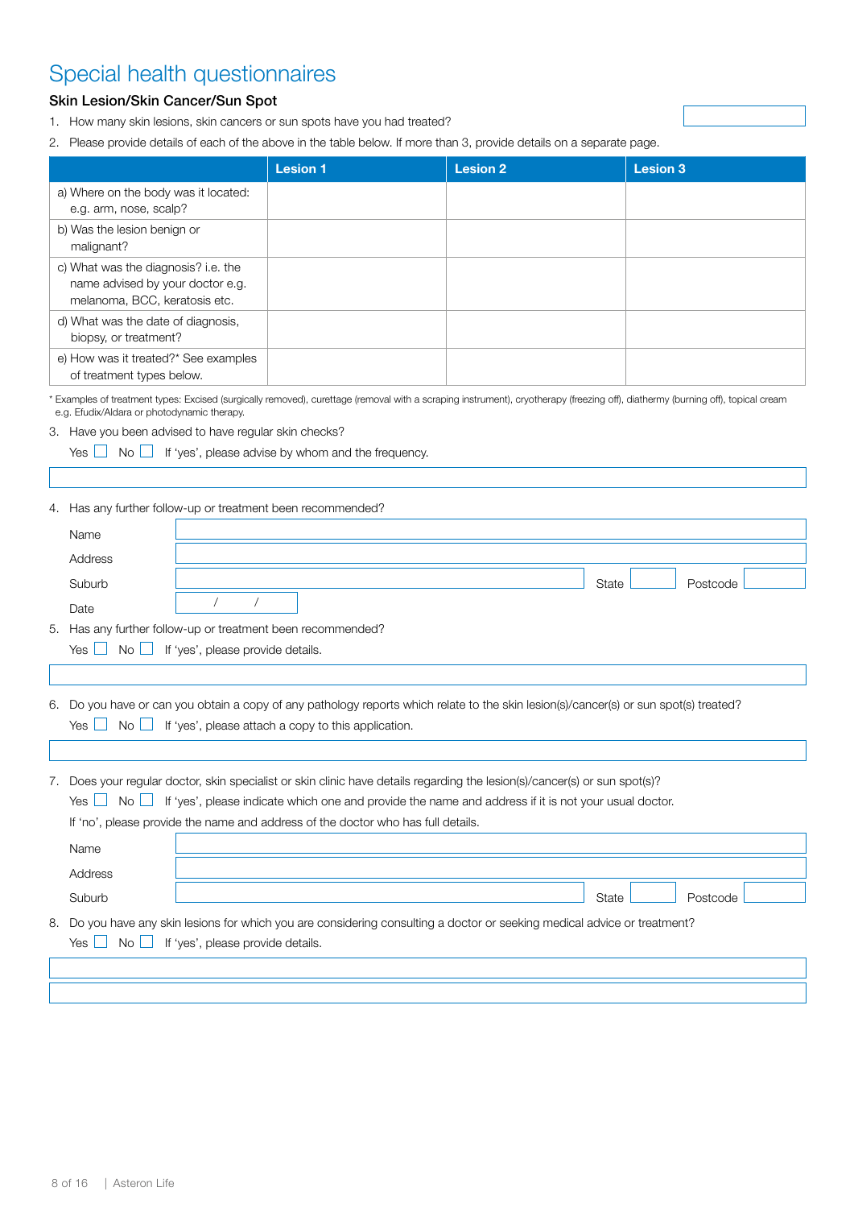# Special health questionnaires

### Skin Lesion/Skin Cancer/Sun Spot

1. How many skin lesions, skin cancers or sun spots have you had treated?

2. Please provide details of each of the above in the table below. If more than 3, provide details on a separate page.

| | Lesion 1 | Lesion 2 | Lesion 3 |
|---|---|---|---|
| a) Where on the body was it located: e.g. arm, nose, scalp? | | | |
| b) Was the lesion benign or malignant? | | | |
| c) What was the diagnosis? i.e. the name advised by your doctor e.g. melanoma, BCC, keratosis etc. | | | |
| d) What was the date of diagnosis, biopsy, or treatment? | | | |
| e) How was it treated?* See examples of treatment types below. | | | |

\* Examples of treatment types: Excised (surgically removed), curettage (removal with a scraping instrument), cryotherapy (freezing off), diathermy (burning off), topical cream e.g. Efudix/Aldara or photodynamic therapy.

3. Have you been advised to have regular skin checks?

   Yes ☐ No ☐ If 'yes', please advise by whom and the frequency.

4. Has any further follow-up or treatment been recommended?

   Name

   Address

   Suburb State Postcode

   Date / /

5. Has any further follow-up or treatment been recommended?

   Yes ☐ No ☐ If 'yes', please provide details.

6. Do you have or can you obtain a copy of any pathology reports which relate to the skin lesion(s)/cancer(s) or sun spot(s) treated?

   Yes ☐ No ☐ If 'yes', please attach a copy to this application.

7. Does your regular doctor, skin specialist or skin clinic have details regarding the lesion(s)/cancer(s) or sun spot(s)?

   Yes ☐ No ☐ If 'yes', please indicate which one and provide the name and address if it is not your usual doctor.

   If 'no', please provide the name and address of the doctor who has full details.

   Name

   Address

   Suburb State Postcode

8. Do you have any skin lesions for which you are considering consulting a doctor or seeking medical advice or treatment?

   Yes ☐ No ☐ If 'yes', please provide details.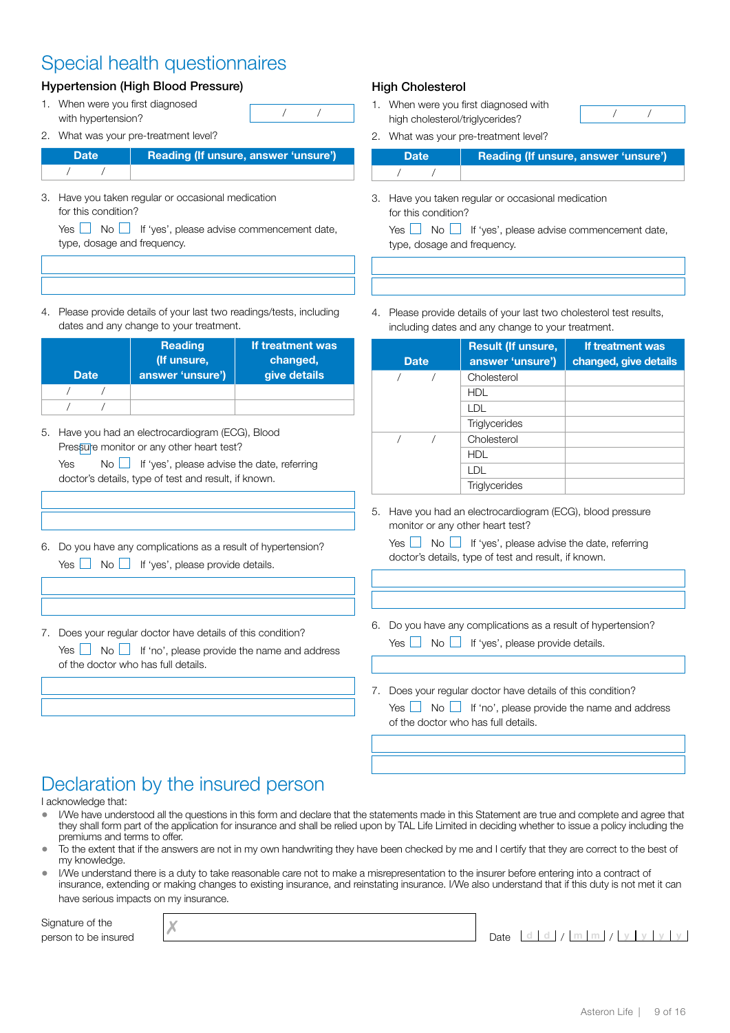# Special health questionnaires

## Hypertension (High Blood Pressure)

1. When were you first diagnosed with hypertension? / /
2. What was your pre-treatment level?

| Date | Reading (If unsure, answer 'unsure') |
|---|---|
| / / | |

3. Have you taken regular or occasional medication for this condition?

   Yes ☐ No ☐ If 'yes', please advise commencement date, type, dosage and frequency.

4. Please provide details of your last two readings/tests, including dates and any change to your treatment.

| Date | Reading (If unsure, answer 'unsure') | If treatment was changed, give details |
|---|---|---|
| / / | | |
| / / | | |

5. Have you had an electrocardiogram (ECG), Blood Pressure monitor or any other heart test?

   Yes ☐ No ☐ If 'yes', please advise the date, referring doctor's details, type of test and result, if known.

6. Do you have any complications as a result of hypertension?

   Yes ☐ No ☐ If 'yes', please provide details.

7. Does your regular doctor have details of this condition?

   Yes ☐ No ☐ If 'no', please provide the name and address of the doctor who has full details.

## High Cholesterol

1. When were you first diagnosed with high cholesterol/triglycerides? / /
2. What was your pre-treatment level?

| Date | Reading (If unsure, answer 'unsure') |
|---|---|
| / / | |

3. Have you taken regular or occasional medication for this condition?

   Yes ☐ No ☐ If 'yes', please advise commencement date, type, dosage and frequency.

4. Please provide details of your last two cholesterol test results, including dates and any change to your treatment.

| Date | Result (If unsure, answer 'unsure') | If treatment was changed, give details |
|---|---|---|
| / / | Cholesterol | |
| | HDL | |
| | LDL | |
| | Triglycerides | |
| / / | Cholesterol | |
| | HDL | |
| | LDL | |
| | Triglycerides | |

5. Have you had an electrocardiogram (ECG), blood pressure monitor or any other heart test?

   Yes ☐ No ☐ If 'yes', please advise the date, referring doctor's details, type of test and result, if known.

6. Do you have any complications as a result of hypertension?

   Yes ☐ No ☐ If 'yes', please provide details.

7. Does your regular doctor have details of this condition?

   Yes ☐ No ☐ If 'no', please provide the name and address of the doctor who has full details.

# Declaration by the insured person

I acknowledge that:

- I/We have understood all the questions in this form and declare that the statements made in this Statement are true and complete and agree that they shall form part of the application for insurance and shall be relied upon by TAL Life Limited in deciding whether to issue a policy including the premiums and terms to offer.
- To the extent that if the answers are not in my own handwriting they have been checked by me and I certify that they are correct to the best of my knowledge.
- I/We understand there is a duty to take reasonable care not to make a misrepresentation to the insurer before entering into a contract of insurance, extending or making changes to existing insurance, and reinstating insurance. I/We also understand that if this duty is not met it can have serious impacts on my insurance.

Signature of the person to be insured ✗

Date d d / m m / y y y y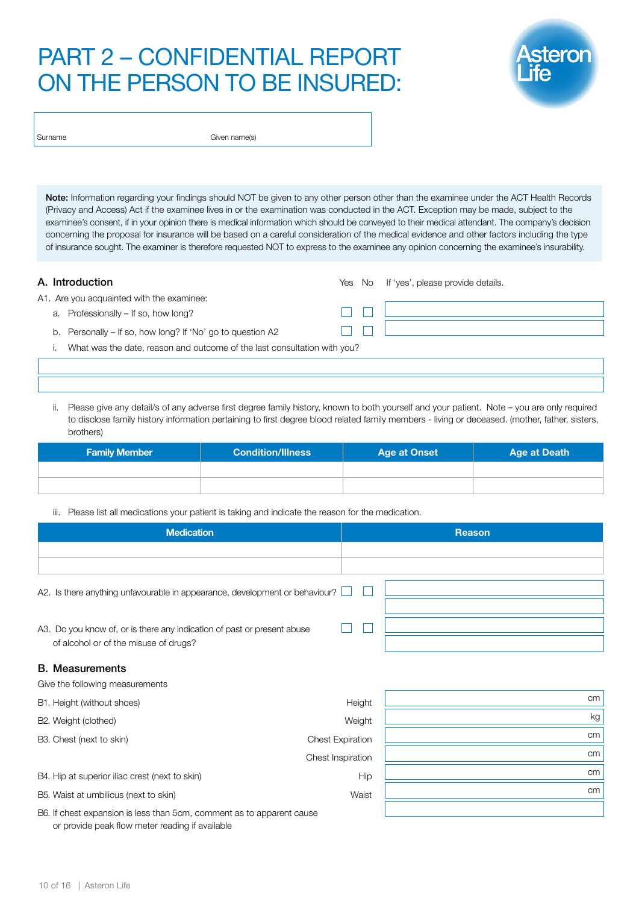# PART 2 – CONFIDENTIAL REPORT ON THE PERSON TO BE INSURED:

Asteron Life

| Surname | Given name(s) |
|---|---|
| | |

**Note:** Information regarding your findings should NOT be given to any other person other than the examinee under the ACT Health Records (Privacy and Access) Act if the examinee lives in or the examination was conducted in the ACT. Exception may be made, subject to the examinee's consent, if in your opinion there is medical information which should be conveyed to their medical attendant. The company's decision concerning the proposal for insurance will be based on a careful consideration of the medical evidence and other factors including the type of insurance sought. The examiner is therefore requested NOT to express to the examinee any opinion concerning the examinee's insurability.

## A. Introduction

| | Yes | No | If 'yes', please provide details. |
|---|---|---|---|
| A1. Are you acquainted with the examinee: | | | |
| a. Professionally – If so, how long? | ☐ | ☐ | |
| b. Personally – If so, how long? If 'No' go to question A2 | ☐ | ☐ | |

i. What was the date, reason and outcome of the last consultation with you?

ii. Please give any detail/s of any adverse first degree family history, known to both yourself and your patient. Note – you are only required to disclose family history information pertaining to first degree blood related family members - living or deceased. (mother, father, sisters, brothers)

| Family Member | Condition/Illness | Age at Onset | Age at Death |
|---|---|---|---|
| | | | |
| | | | |

iii. Please list all medications your patient is taking and indicate the reason for the medication.

| Medication | Reason |
|---|---|
| | |
| | |

| | Yes | No | If 'yes', please provide details. |
|---|---|---|---|
| A2. Is there anything unfavourable in appearance, development or behaviour? | ☐ | ☐ | |
| A3. Do you know of, or is there any indication of past or present abuse of alcohol or of the misuse of drugs? | ☐ | ☐ | |

## B. Measurements

Give the following measurements

| | | |
|---|---|---|
| B1. Height (without shoes) | Height | cm |
| B2. Weight (clothed) | Weight | kg |
| B3. Chest (next to skin) | Chest Expiration | cm |
| | Chest Inspiration | cm |
| B4. Hip at superior iliac crest (next to skin) | Hip | cm |
| B5. Waist at umbilicus (next to skin) | Waist | cm |
| B6. If chest expansion is less than 5cm, comment as to apparent cause or provide peak flow meter reading if available | | |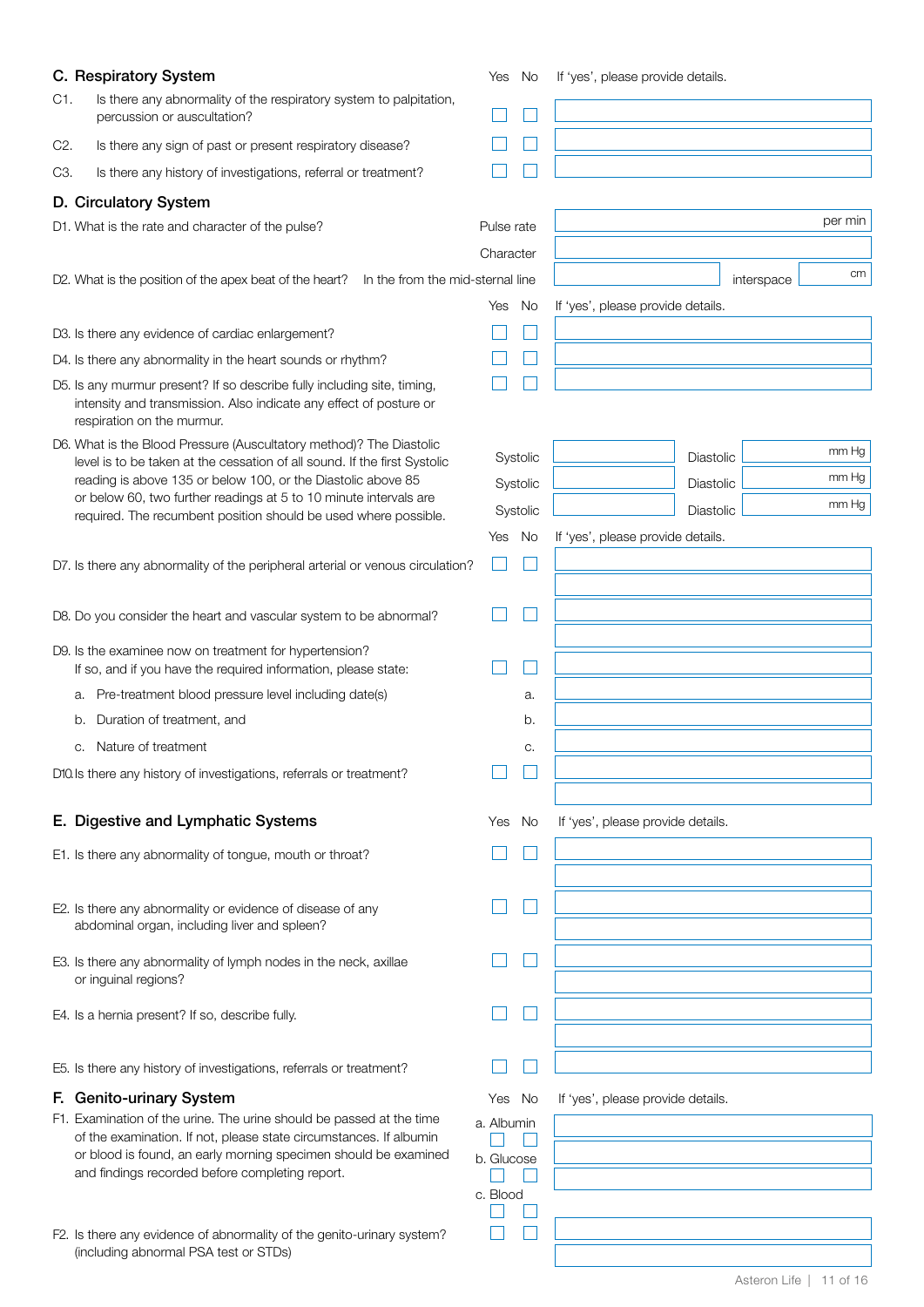## C. Respiratory System

| | | Yes | No | If 'yes', please provide details. |
|---|---|---|---|---|
| C1. | Is there any abnormality of the respiratory system to palpitation, percussion or auscultation? | ☐ | ☐ | |
| C2. | Is there any sign of past or present respiratory disease? | ☐ | ☐ | |
| C3. | Is there any history of investigations, referral or treatment? | ☐ | ☐ | |

## D. Circulatory System

D1. What is the rate and character of the pulse?

Pulse rate ______ per min

Character ______

D2. What is the position of the apex beat of the heart? In the from the mid-sternal line ______ interspace ______ cm

| | Yes | No | If 'yes', please provide details. |
|---|---|---|---|
| D3. Is there any evidence of cardiac enlargement? | ☐ | ☐ | |
| D4. Is there any abnormality in the heart sounds or rhythm? | ☐ | ☐ | |
| D5. Is any murmur present? If so describe fully including site, timing, intensity and transmission. Also indicate any effect of posture or respiration on the murmur. | ☐ | ☐ | |

D6. What is the Blood Pressure (Auscultatory method)? The Diastolic level is to be taken at the cessation of all sound. If the first Systolic reading is above 135 or below 100, or the Diastolic above 85 or below 60, two further readings at 5 to 10 minute intervals are required. The recumbent position should be used where possible.

| | | | |
|---|---|---|---|
| Systolic | | Diastolic | mm Hg |
| Systolic | | Diastolic | mm Hg |
| Systolic | | Diastolic | mm Hg |

| | Yes | No | If 'yes', please provide details. |
|---|---|---|---|
| D7. Is there any abnormality of the peripheral arterial or venous circulation? | ☐ | ☐ | |
| D8. Do you consider the heart and vascular system to be abnormal? | ☐ | ☐ | |
| D9. Is the examinee now on treatment for hypertension? If so, and if you have the required information, please state: | ☐ | ☐ | |
| a. Pre-treatment blood pressure level including date(s) | | a. | |
| b. Duration of treatment, and | | b. | |
| c. Nature of treatment | | c. | |
| D10. Is there any history of investigations, referrals or treatment? | ☐ | ☐ | |

## E. Digestive and Lymphatic Systems

| | Yes | No | If 'yes', please provide details. |
|---|---|---|---|
| E1. Is there any abnormality of tongue, mouth or throat? | ☐ | ☐ | |
| E2. Is there any abnormality or evidence of disease of any abdominal organ, including liver and spleen? | ☐ | ☐ | |
| E3. Is there any abnormality of lymph nodes in the neck, axillae or inguinal regions? | ☐ | ☐ | |
| E4. Is a hernia present? If so, describe fully. | ☐ | ☐ | |
| E5. Is there any history of investigations, referrals or treatment? | ☐ | ☐ | |

## F. Genito-urinary System

F1. Examination of the urine. The urine should be passed at the time of the examination. If not, please state circumstances. If albumin or blood is found, an early morning specimen should be examined and findings recorded before completing report.

| | Yes | No | If 'yes', please provide details. |
|---|---|---|---|
| a. Albumin | ☐ | ☐ | |
| b. Glucose | ☐ | ☐ | |
| c. Blood | ☐ | ☐ | |

| | Yes | No | If 'yes', please provide details. |
|---|---|---|---|
| F2. Is there any evidence of abnormality of the genito-urinary system? (including abnormal PSA test or STDs) | ☐ | ☐ | |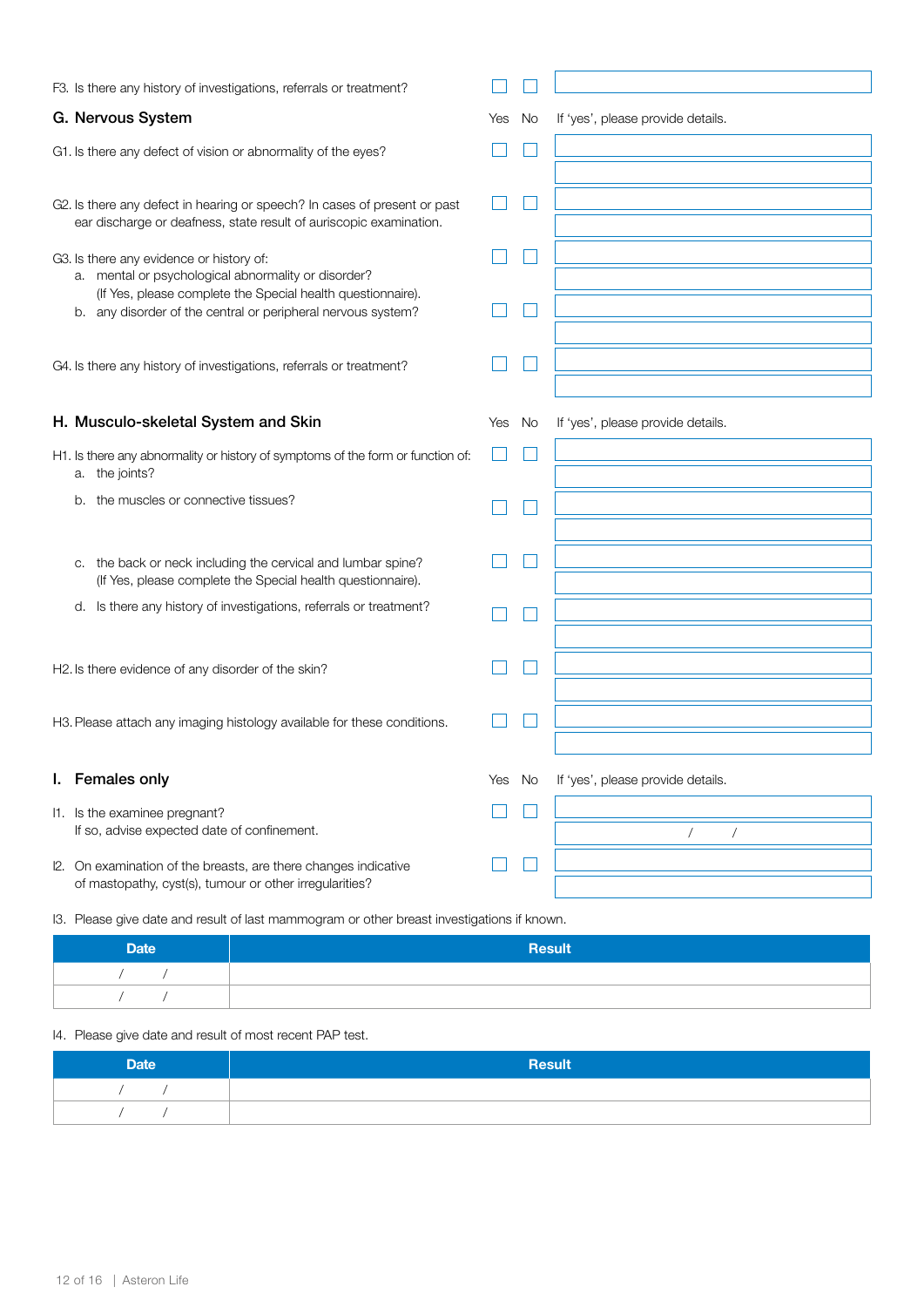F3. Is there any history of investigations, referrals or treatment? ☐ ☐

## G. Nervous System

Yes No If 'yes', please provide details.

G1. Is there any defect of vision or abnormality of the eyes? ☐ ☐

G2. Is there any defect in hearing or speech? In cases of present or past ear discharge or deafness, state result of auriscopic examination. ☐ ☐

G3. Is there any evidence or history of:

a. mental or psychological abnormality or disorder? ☐ ☐
(If Yes, please complete the Special health questionnaire).

b. any disorder of the central or peripheral nervous system? ☐ ☐

G4. Is there any history of investigations, referrals or treatment? ☐ ☐

## H. Musculo-skeletal System and Skin

Yes No If 'yes', please provide details.

H1. Is there any abnormality or history of symptoms of the form or function of:

a. the joints? ☐ ☐

b. the muscles or connective tissues? ☐ ☐

c. the back or neck including the cervical and lumbar spine? ☐ ☐
(If Yes, please complete the Special health questionnaire).

d. Is there any history of investigations, referrals or treatment? ☐ ☐

H2. Is there evidence of any disorder of the skin? ☐ ☐

H3. Please attach any imaging histology available for these conditions. ☐ ☐

## I. Females only

Yes No If 'yes', please provide details.

I1. Is the examinee pregnant? ☐ ☐
If so, advise expected date of confinement. / /

I2. On examination of the breasts, are there changes indicative of mastopathy, cyst(s), tumour or other irregularities? ☐ ☐

I3. Please give date and result of last mammogram or other breast investigations if known.

| Date | Result |
|---|---|
| / / | |
| / / | |

I4. Please give date and result of most recent PAP test.

| Date | Result |
|---|---|
| / / | |
| / / | |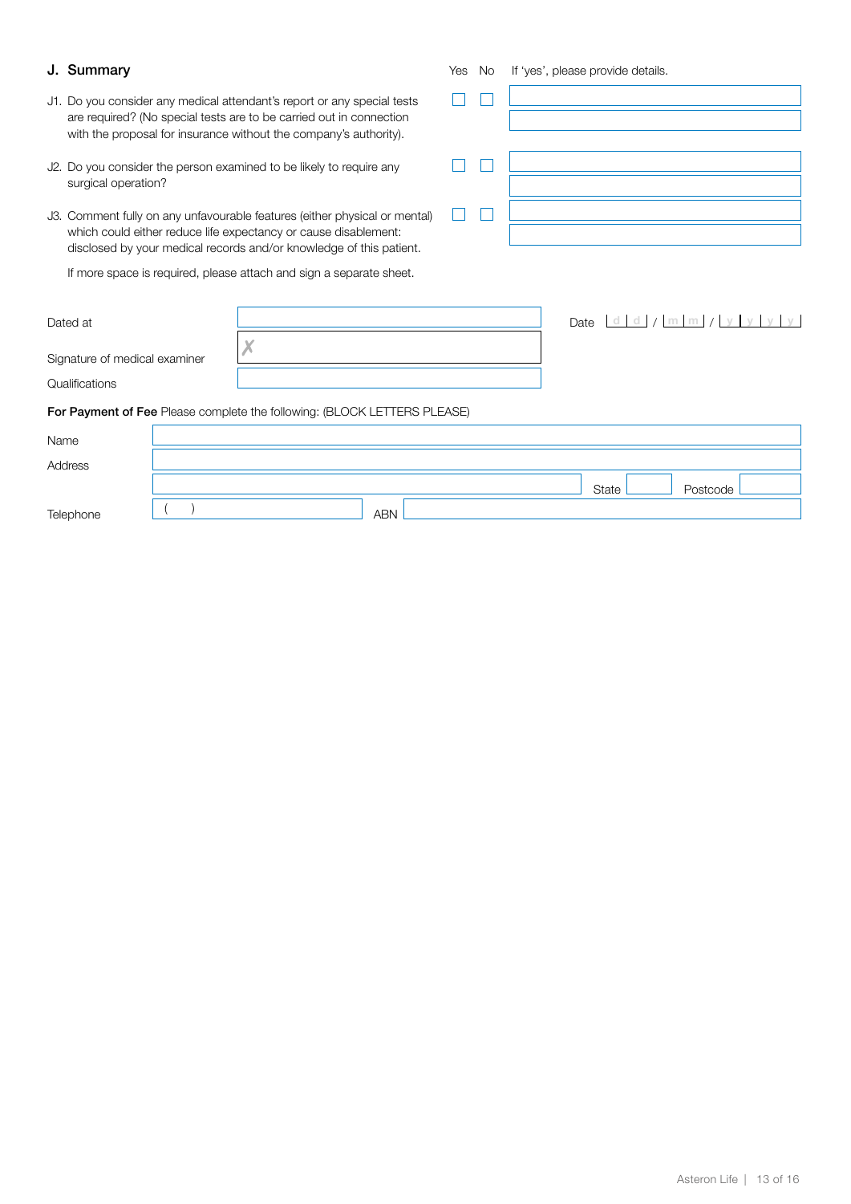## J. Summary

| | Yes | No | If 'yes', please provide details. |
|---|---|---|---|
| J1. Do you consider any medical attendant's report or any special tests are required? (No special tests are to be carried out in connection with the proposal for insurance without the company's authority). | ☐ | ☐ | |
| J2. Do you consider the person examined to be likely to require any surgical operation? | ☐ | ☐ | |
| J3. Comment fully on any unfavourable features (either physical or mental) which could either reduce life expectancy or cause disablement: disclosed by your medical records and/or knowledge of this patient. | ☐ | ☐ | |

If more space is required, please attach and sign a separate sheet.

Dated at

Date d d / m m / y y y y

Signature of medical examiner ✗

Qualifications

**For Payment of Fee** Please complete the following: (BLOCK LETTERS PLEASE)

Name

Address

State

Postcode

Telephone ( )

ABN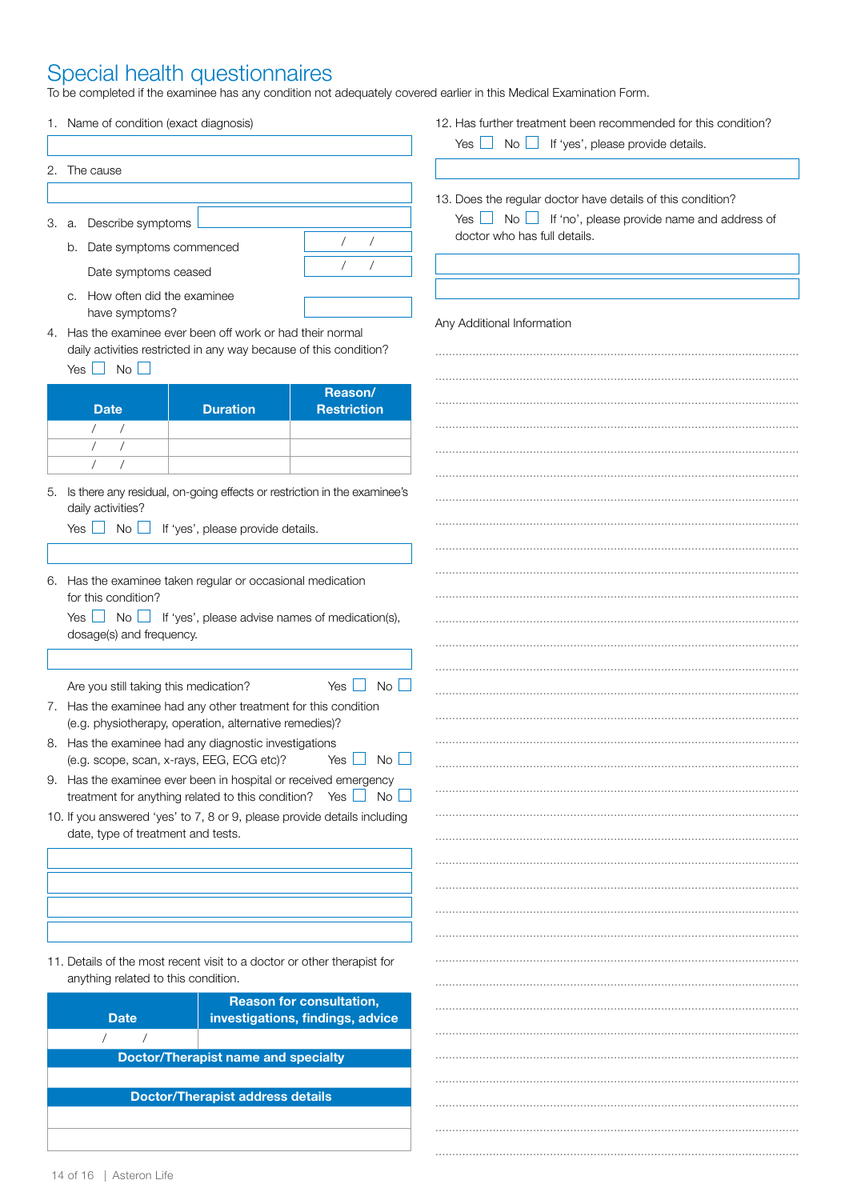# Special health questionnaires

To be completed if the examinee has any condition not adequately covered earlier in this Medical Examination Form.

1. Name of condition (exact diagnosis)

2. The cause

3. a. Describe symptoms

   b. Date symptoms commenced  / /

   Date symptoms ceased  / /

   c. How often did the examinee have symptoms?

4. Has the examinee ever been off work or had their normal daily activities restricted in any way because of this condition?

   Yes ☐ No ☐

| Date | Duration | Reason/ Restriction |
|---|---|---|
| / / | | |
| / / | | |
| / / | | |

5. Is there any residual, on-going effects or restriction in the examinee's daily activities?

   Yes ☐ No ☐ If 'yes', please provide details.

6. Has the examinee taken regular or occasional medication for this condition?

   Yes ☐ No ☐ If 'yes', please advise names of medication(s), dosage(s) and frequency.

   Are you still taking this medication? Yes ☐ No ☐

7. Has the examinee had any other treatment for this condition (e.g. physiotherapy, operation, alternative remedies)?

8. Has the examinee had any diagnostic investigations (e.g. scope, scan, x-rays, EEG, ECG etc)? Yes ☐ No ☐

9. Has the examinee ever been in hospital or received emergency treatment for anything related to this condition? Yes ☐ No ☐

10. If you answered 'yes' to 7, 8 or 9, please provide details including date, type of treatment and tests.

11. Details of the most recent visit to a doctor or other therapist for anything related to this condition.

| Date | Reason for consultation, investigations, findings, advice |
|---|---|
| / / | |
| **Doctor/Therapist name and specialty** | |
| | |
| **Doctor/Therapist address details** | |
| | |
| | |

12. Has further treatment been recommended for this condition?

    Yes ☐ No ☐ If 'yes', please provide details.

13. Does the regular doctor have details of this condition?

    Yes ☐ No ☐ If 'no', please provide name and address of doctor who has full details.

Any Additional Information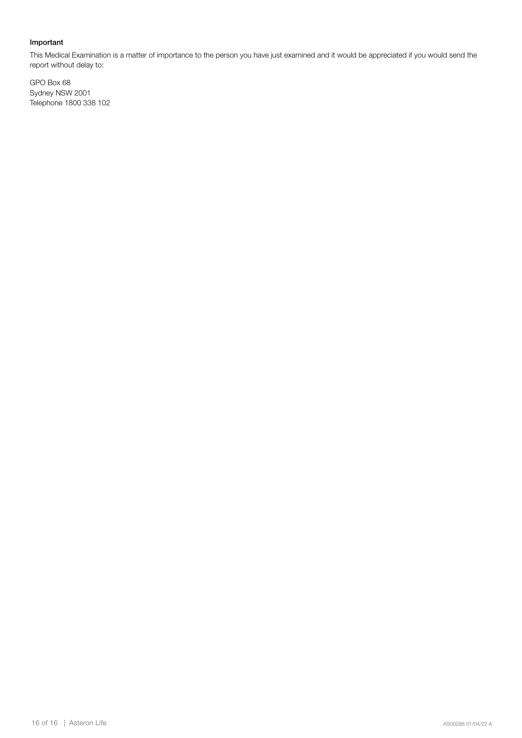**Important**

This Medical Examination is a matter of importance to the person you have just examined and it would be appreciated if you would send the report without delay to:

GPO Box 68
Sydney NSW 2001
Telephone 1800 338 102